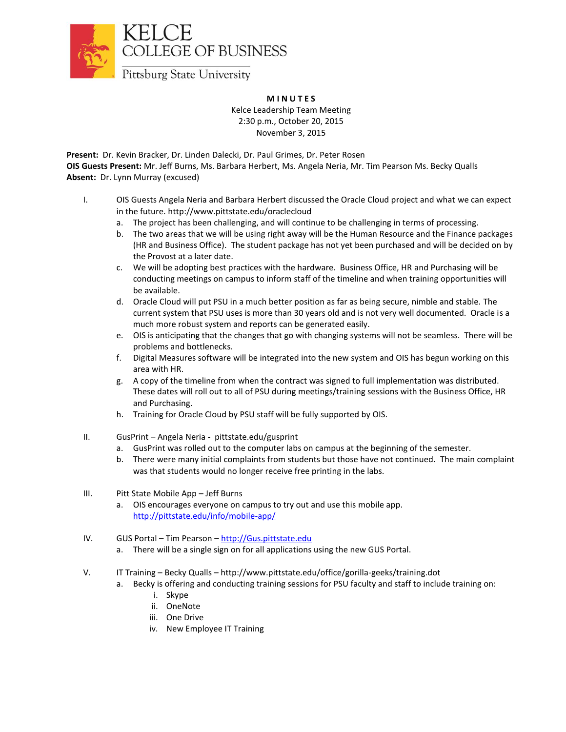KELCE
COLLEGE OF BUSINESS
Pittsburg State University

**MINUTES**

Kelce Leadership Team Meeting
2:30 p.m., October 20, 2015
November 3, 2015

**Present:** Dr. Kevin Bracker, Dr. Linden Dalecki, Dr. Paul Grimes, Dr. Peter Rosen
**OIS Guests Present:** Mr. Jeff Burns, Ms. Barbara Herbert, Ms. Angela Neria, Mr. Tim Pearson Ms. Becky Qualls
**Absent:** Dr. Lynn Murray (excused)

I. OIS Guests Angela Neria and Barbara Herbert discussed the Oracle Cloud project and what we can expect in the future. http://www.pittstate.edu/oraclecloud
   a. The project has been challenging, and will continue to be challenging in terms of processing.
   b. The two areas that we will be using right away will be the Human Resource and the Finance packages (HR and Business Office). The student package has not yet been purchased and will be decided on by the Provost at a later date.
   c. We will be adopting best practices with the hardware. Business Office, HR and Purchasing will be conducting meetings on campus to inform staff of the timeline and when training opportunities will be available.
   d. Oracle Cloud will put PSU in a much better position as far as being secure, nimble and stable. The current system that PSU uses is more than 30 years old and is not very well documented. Oracle is a much more robust system and reports can be generated easily.
   e. OIS is anticipating that the changes that go with changing systems will not be seamless. There will be problems and bottlenecks.
   f. Digital Measures software will be integrated into the new system and OIS has begun working on this area with HR.
   g. A copy of the timeline from when the contract was signed to full implementation was distributed. These dates will roll out to all of PSU during meetings/training sessions with the Business Office, HR and Purchasing.
   h. Training for Oracle Cloud by PSU staff will be fully supported by OIS.

II. GusPrint – Angela Neria - pittstate.edu/gusprint
   a. GusPrint was rolled out to the computer labs on campus at the beginning of the semester.
   b. There were many initial complaints from students but those have not continued. The main complaint was that students would no longer receive free printing in the labs.

III. Pitt State Mobile App – Jeff Burns
   a. OIS encourages everyone on campus to try out and use this mobile app. http://pittstate.edu/info/mobile-app/

IV. GUS Portal – Tim Pearson – http://Gus.pittstate.edu
   a. There will be a single sign on for all applications using the new GUS Portal.

V. IT Training – Becky Qualls – http://www.pittstate.edu/office/gorilla-geeks/training.dot
   a. Becky is offering and conducting training sessions for PSU faculty and staff to include training on:
      i. Skype
      ii. OneNote
      iii. One Drive
      iv. New Employee IT Training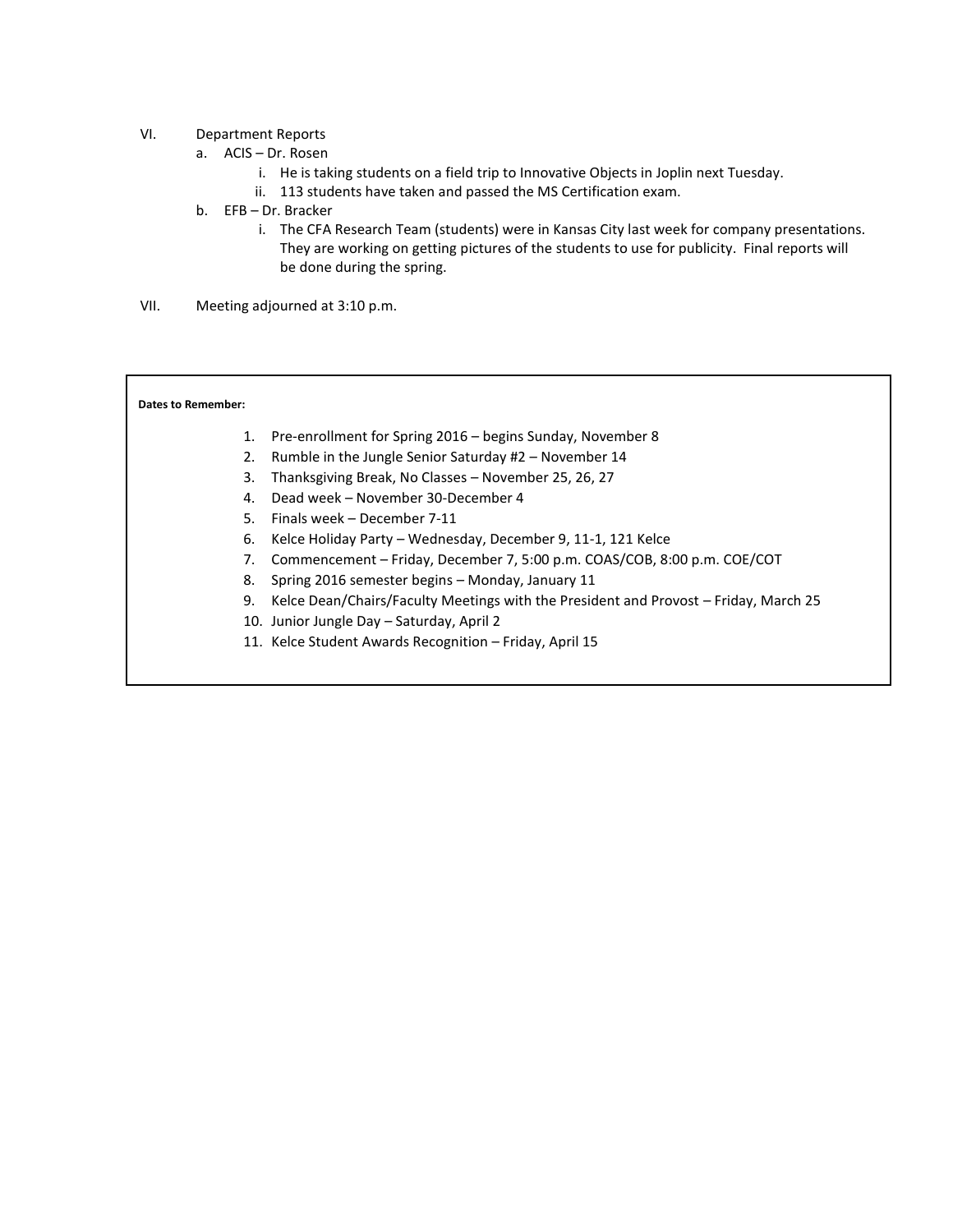VI. Department Reports

a. ACIS – Dr. Rosen

i. He is taking students on a field trip to Innovative Objects in Joplin next Tuesday.

ii. 113 students have taken and passed the MS Certification exam.

b. EFB – Dr. Bracker

i. The CFA Research Team (students) were in Kansas City last week for company presentations. They are working on getting pictures of the students to use for publicity. Final reports will be done during the spring.

VII. Meeting adjourned at 3:10 p.m.

**Dates to Remember:**

1. Pre-enrollment for Spring 2016 – begins Sunday, November 8
2. Rumble in the Jungle Senior Saturday #2 – November 14
3. Thanksgiving Break, No Classes – November 25, 26, 27
4. Dead week – November 30-December 4
5. Finals week – December 7-11
6. Kelce Holiday Party – Wednesday, December 9, 11-1, 121 Kelce
7. Commencement – Friday, December 7, 5:00 p.m. COAS/COB, 8:00 p.m. COE/COT
8. Spring 2016 semester begins – Monday, January 11
9. Kelce Dean/Chairs/Faculty Meetings with the President and Provost – Friday, March 25
10. Junior Jungle Day – Saturday, April 2
11. Kelce Student Awards Recognition – Friday, April 15